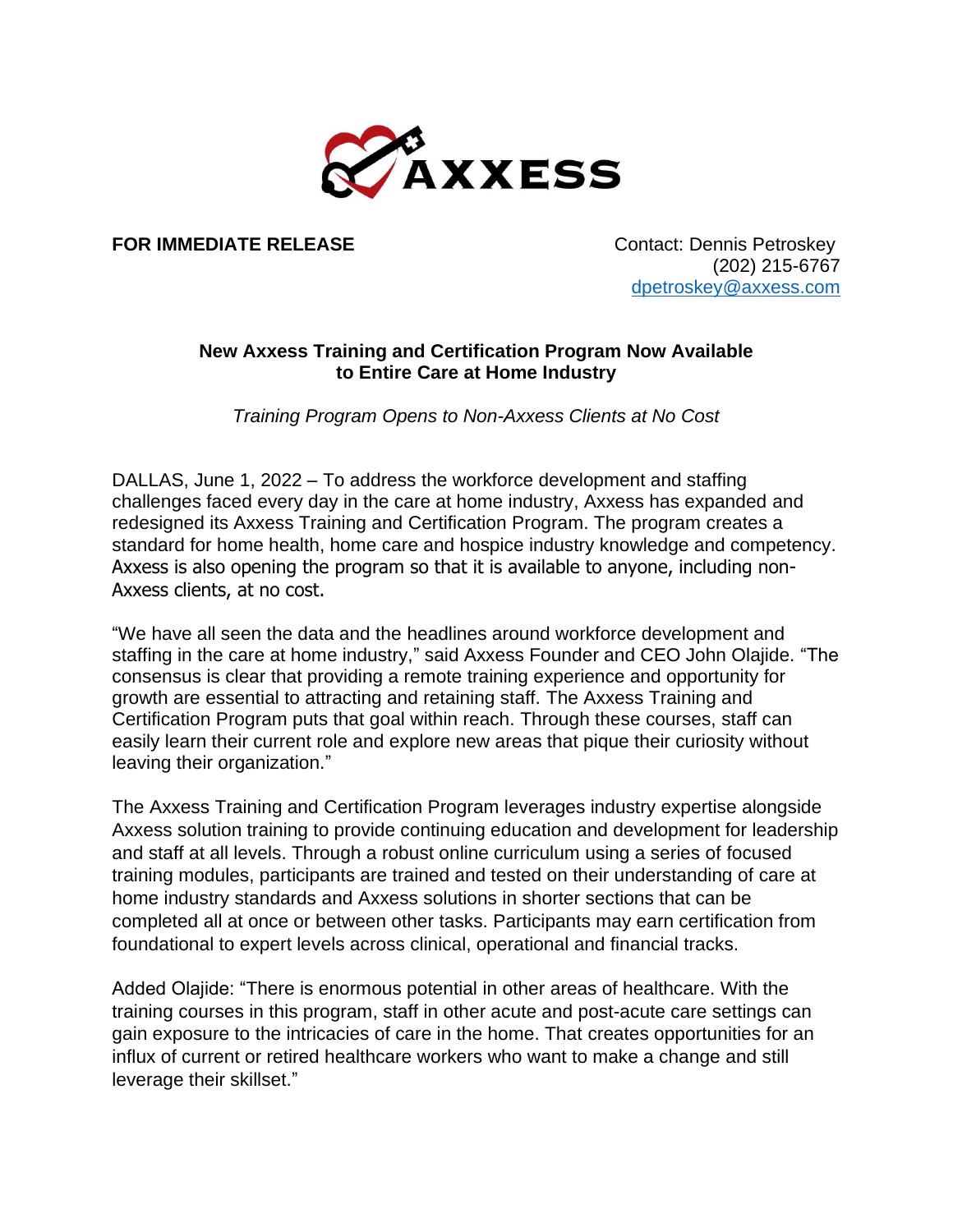AXXESS

**FOR IMMEDIATE RELEASE**

Contact: Dennis Petroskey
(202) 215-6767
dpetroskey@axxess.com

## New Axxess Training and Certification Program Now Available to Entire Care at Home Industry

*Training Program Opens to Non-Axxess Clients at No Cost*

DALLAS, June 1, 2022 – To address the workforce development and staffing challenges faced every day in the care at home industry, Axxess has expanded and redesigned its Axxess Training and Certification Program. The program creates a standard for home health, home care and hospice industry knowledge and competency. Axxess is also opening the program so that it is available to anyone, including non-Axxess clients, at no cost.

"We have all seen the data and the headlines around workforce development and staffing in the care at home industry," said Axxess Founder and CEO John Olajide. "The consensus is clear that providing a remote training experience and opportunity for growth are essential to attracting and retaining staff. The Axxess Training and Certification Program puts that goal within reach. Through these courses, staff can easily learn their current role and explore new areas that pique their curiosity without leaving their organization."

The Axxess Training and Certification Program leverages industry expertise alongside Axxess solution training to provide continuing education and development for leadership and staff at all levels. Through a robust online curriculum using a series of focused training modules, participants are trained and tested on their understanding of care at home industry standards and Axxess solutions in shorter sections that can be completed all at once or between other tasks. Participants may earn certification from foundational to expert levels across clinical, operational and financial tracks.

Added Olajide: "There is enormous potential in other areas of healthcare. With the training courses in this program, staff in other acute and post-acute care settings can gain exposure to the intricacies of care in the home. That creates opportunities for an influx of current or retired healthcare workers who want to make a change and still leverage their skillset."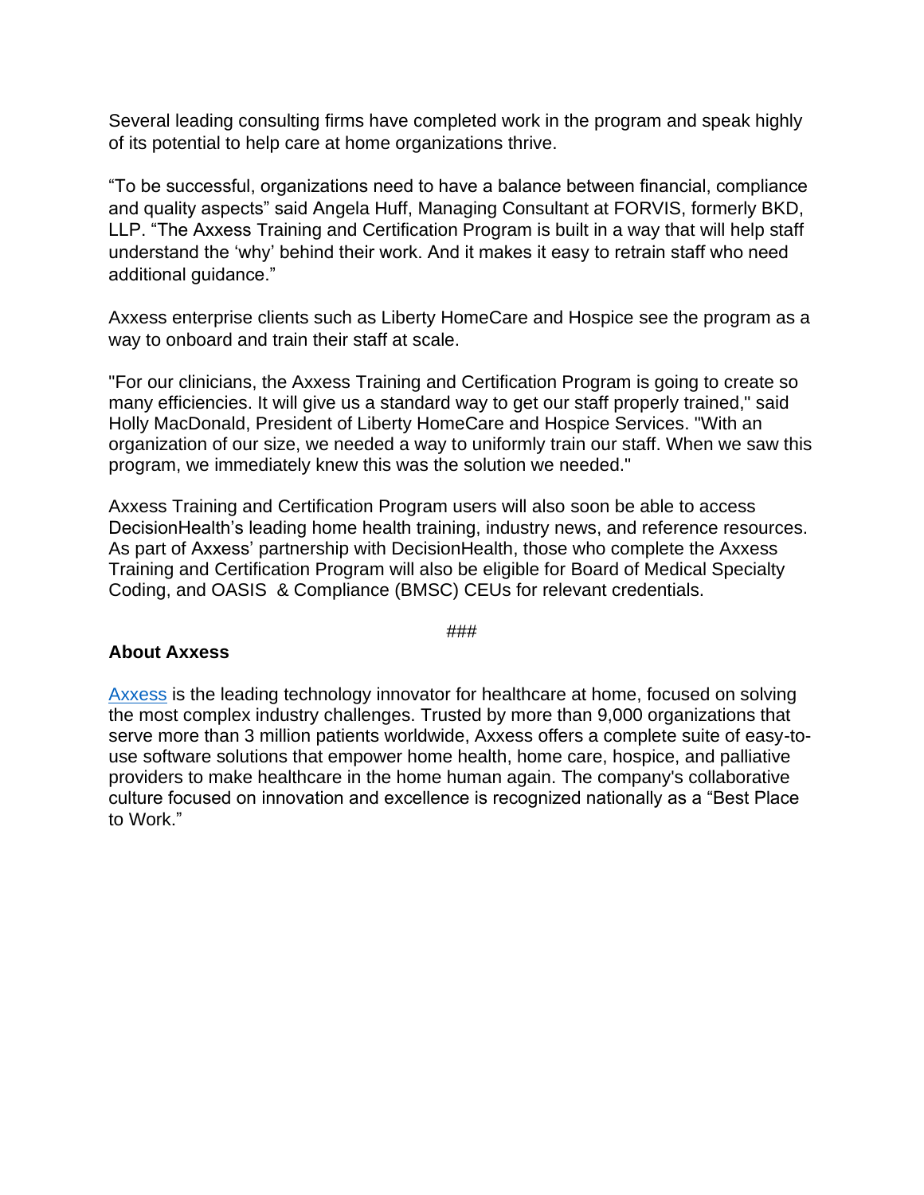Several leading consulting firms have completed work in the program and speak highly of its potential to help care at home organizations thrive.

“To be successful, organizations need to have a balance between financial, compliance and quality aspects” said Angela Huff, Managing Consultant at FORVIS, formerly BKD, LLP. “The Axxess Training and Certification Program is built in a way that will help staff understand the ‘why’ behind their work. And it makes it easy to retrain staff who need additional guidance.”

Axxess enterprise clients such as Liberty HomeCare and Hospice see the program as a way to onboard and train their staff at scale.

"For our clinicians, the Axxess Training and Certification Program is going to create so many efficiencies. It will give us a standard way to get our staff properly trained," said Holly MacDonald, President of Liberty HomeCare and Hospice Services. "With an organization of our size, we needed a way to uniformly train our staff. When we saw this program, we immediately knew this was the solution we needed."

Axxess Training and Certification Program users will also soon be able to access DecisionHealth’s leading home health training, industry news, and reference resources. As part of Axxess’ partnership with DecisionHealth, those who complete the Axxess Training and Certification Program will also be eligible for Board of Medical Specialty Coding, and OASIS & Compliance (BMSC) CEUs for relevant credentials.

###

**About Axxess**

[Axxess](#) is the leading technology innovator for healthcare at home, focused on solving the most complex industry challenges. Trusted by more than 9,000 organizations that serve more than 3 million patients worldwide, Axxess offers a complete suite of easy-to-use software solutions that empower home health, home care, hospice, and palliative providers to make healthcare in the home human again. The company's collaborative culture focused on innovation and excellence is recognized nationally as a “Best Place to Work.”